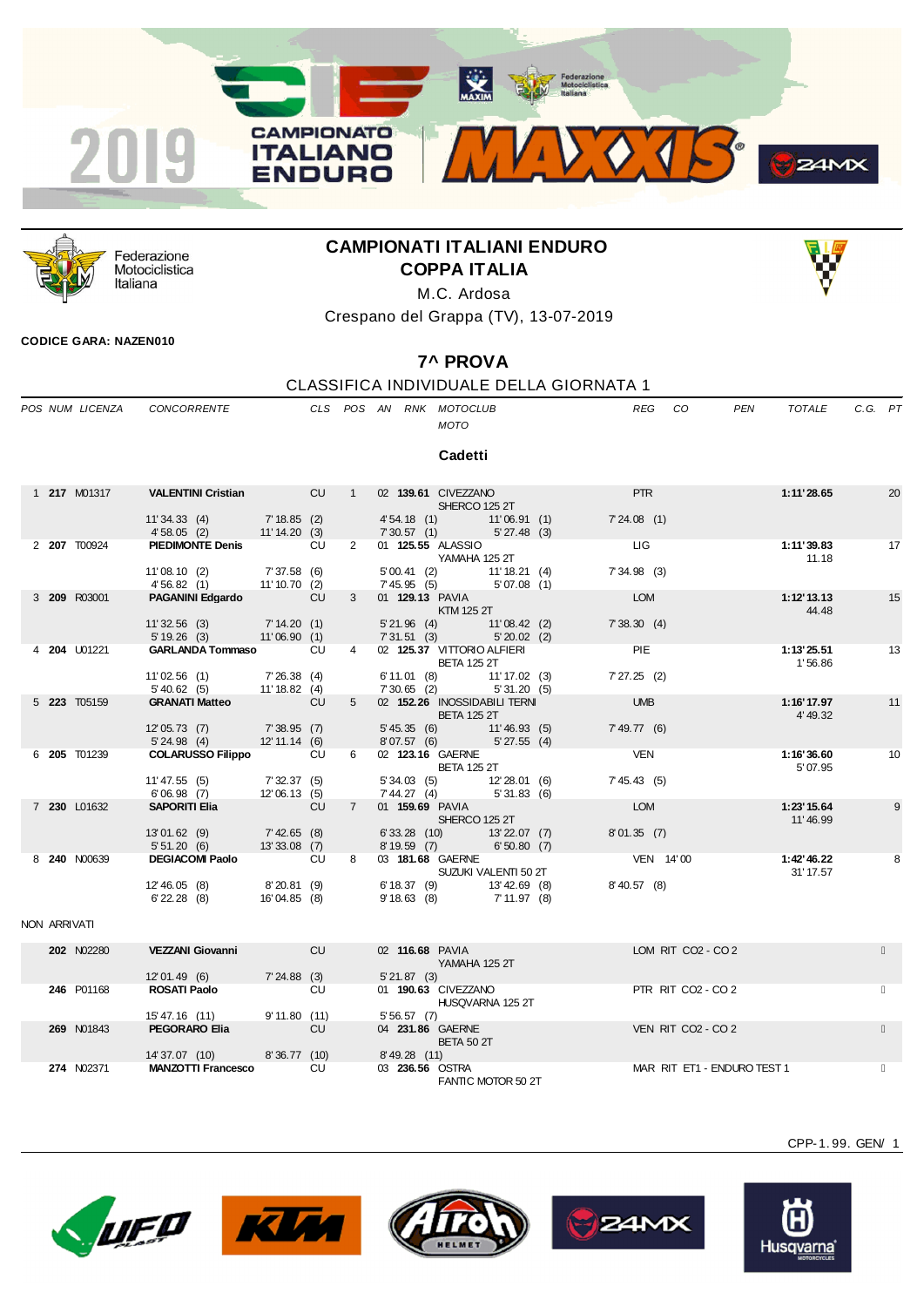# CAMPIONATI ITALIANI ENDURO
## COPPA ITALIA

M.C. Ardosa

Crespano del Grappa (TV), 13-07-2019

**CODICE GARA: NAZEN010**

## 7^ PROVA

CLASSIFICA INDIVIDUALE DELLA GIORNATA 1

### Cadetti

| POS | NUM | LICENZA | CONCORRENTE | | CLS | POS | AN | RNK | MOTOCLUB / MOTO | | REG | CO | PEN | TOTALE | C.G. | PT |
|---|---|---|---|---|---|---|---|---|---|---|---|---|---|---|---|---|
| 1 | **217** | M01317 | **VALENTINI Cristian** | | CU | 1 | 02 | **139.61** | CIVEZZANO / SHERCO 125 2T | | PTR | | | **1:11'28.65** | | 20 |
| | | | 11'34.33 (4) / 4'58.05 (2) | 7'18.85 (2) / 11'14.20 (3) | | | 4'54.18 (1) / 7'30.57 (1) | | 11'06.91 (1) / 5'27.48 (3) | 7'24.08 (1) | | | | | | |
| 2 | **207** | T00924 | **PIEDIMONTE Denis** | | CU | 2 | 01 | **125.55** | ALASSIO / YAMAHA 125 2T | | LIG | | | **1:11'39.83** / 11.18 | | 17 |
| | | | 11'08.10 (2) / 4'56.82 (1) | 7'37.58 (6) / 11'10.70 (2) | | | 5'00.41 (2) / 7'45.95 (5) | | 11'18.21 (4) / 5'07.08 (1) | 7'34.98 (3) | | | | | | |
| 3 | **209** | R03001 | **PAGANINI Edgardo** | | CU | 3 | 01 | **129.13** | PAVIA / KTM 125 2T | | LOM | | | **1:12'13.13** / 44.48 | | 15 |
| | | | 11'32.56 (3) / 5'19.26 (3) | 7'14.20 (1) / 11'06.90 (1) | | | 5'21.96 (4) / 7'31.51 (3) | | 11'08.42 (2) / 5'20.02 (2) | 7'38.30 (4) | | | | | | |
| 4 | **204** | U01221 | **GARLANDA Tommaso** | | CU | 4 | 02 | **125.37** | VITTORIO ALFIERI / BETA 125 2T | | PIE | | | **1:13'25.51** / 1'56.86 | | 13 |
| | | | 11'02.56 (1) / 5'40.62 (5) | 7'26.38 (4) / 11'18.82 (4) | | | 6'11.01 (8) / 7'30.65 (2) | | 11'17.02 (3) / 5'31.20 (5) | 7'27.25 (2) | | | | | | |
| 5 | **223** | T05159 | **GRANATI Matteo** | | CU | 5 | 02 | **152.26** | INOSSIDABILI TERNI / BETA 125 2T | | UMB | | | **1:16'17.97** / 4'49.32 | | 11 |
| | | | 12'05.73 (7) / 5'24.98 (4) | 7'38.95 (7) / 12'11.14 (6) | | | 5'45.35 (6) / 8'07.57 (6) | | 11'46.93 (5) / 5'27.55 (4) | 7'49.77 (6) | | | | | | |
| 6 | **205** | T01239 | **COLARUSSO Filippo** | | CU | 6 | 02 | **123.16** | GAERNE / BETA 125 2T | | VEN | | | **1:16'36.60** / 5'07.95 | | 10 |
| | | | 11'47.55 (5) / 6'06.98 (7) | 7'32.37 (5) / 12'06.13 (5) | | | 5'34.03 (5) / 7'44.27 (4) | | 12'28.01 (6) / 5'31.83 (6) | 7'45.43 (5) | | | | | | |
| 7 | **230** | L01632 | **SAPORITI Elia** | | CU | 7 | 01 | **159.69** | PAVIA / SHERCO 125 2T | | LOM | | | **1:23'15.64** / 11'46.99 | | 9 |
| | | | 13'01.62 (9) / 5'51.20 (6) | 7'42.65 (8) / 13'33.08 (7) | | | 6'33.28 (10) / 8'19.59 (7) | | 13'22.07 (7) / 6'50.80 (7) | 8'01.35 (7) | | | | | | |
| 8 | **240** | N00639 | **DEGIACOMI Paolo** | | CU | 8 | 03 | **181.68** | GAERNE / SUZUKI VALENTI 50 2T | | VEN | 14'00 | | **1:42'46.22** / 31'17.57 | | 8 |
| | | | 12'46.05 (8) / 6'22.28 (8) | 8'20.81 (9) / 16'04.85 (8) | | | 6'18.37 (9) / 9'18.63 (8) | | 13'42.69 (8) / 7'11.97 (8) | 8'40.57 (8) | | | | | | |

NON ARRIVATI

| POS | NUM | LICENZA | CONCORRENTE | | CLS | POS | AN | RNK | MOTOCLUB / MOTO | REG | NOTE |
|---|---|---|---|---|---|---|---|---|---|---|---|
| | **202** | N02280 | **VEZZANI Giovanni** | | CU | | 02 | **116.68** | PAVIA / YAMAHA 125 2T | LOM | RIT CO2 - CO 2 |
| | | | 12'01.49 (6) | 7'24.88 (3) | | | 5'21.87 (3) | | | | |
| | **246** | P01168 | **ROSATI Paolo** | | CU | | 01 | **190.63** | CIVEZZANO / HUSQVARNA 125 2T | PTR | RIT CO2 - CO 2 |
| | | | 15'47.16 (11) | 9'11.80 (11) | | | 5'56.57 (7) | | | | |
| | **269** | N01843 | **PEGORARO Elia** | | CU | | 04 | **231.86** | GAERNE / BETA 50 2T | VEN | RIT CO2 - CO 2 |
| | | | 14'37.07 (10) | 8'36.77 (10) | | | 8'49.28 (11) | | | | |
| | **274** | N02371 | **MANZOTTI Francesco** | | CU | | 03 | **236.56** | OSTRA / FANTIC MOTOR 50 2T | MAR | RIT ET1 - ENDURO TEST 1 |

CPP-1.99. GEN/ 1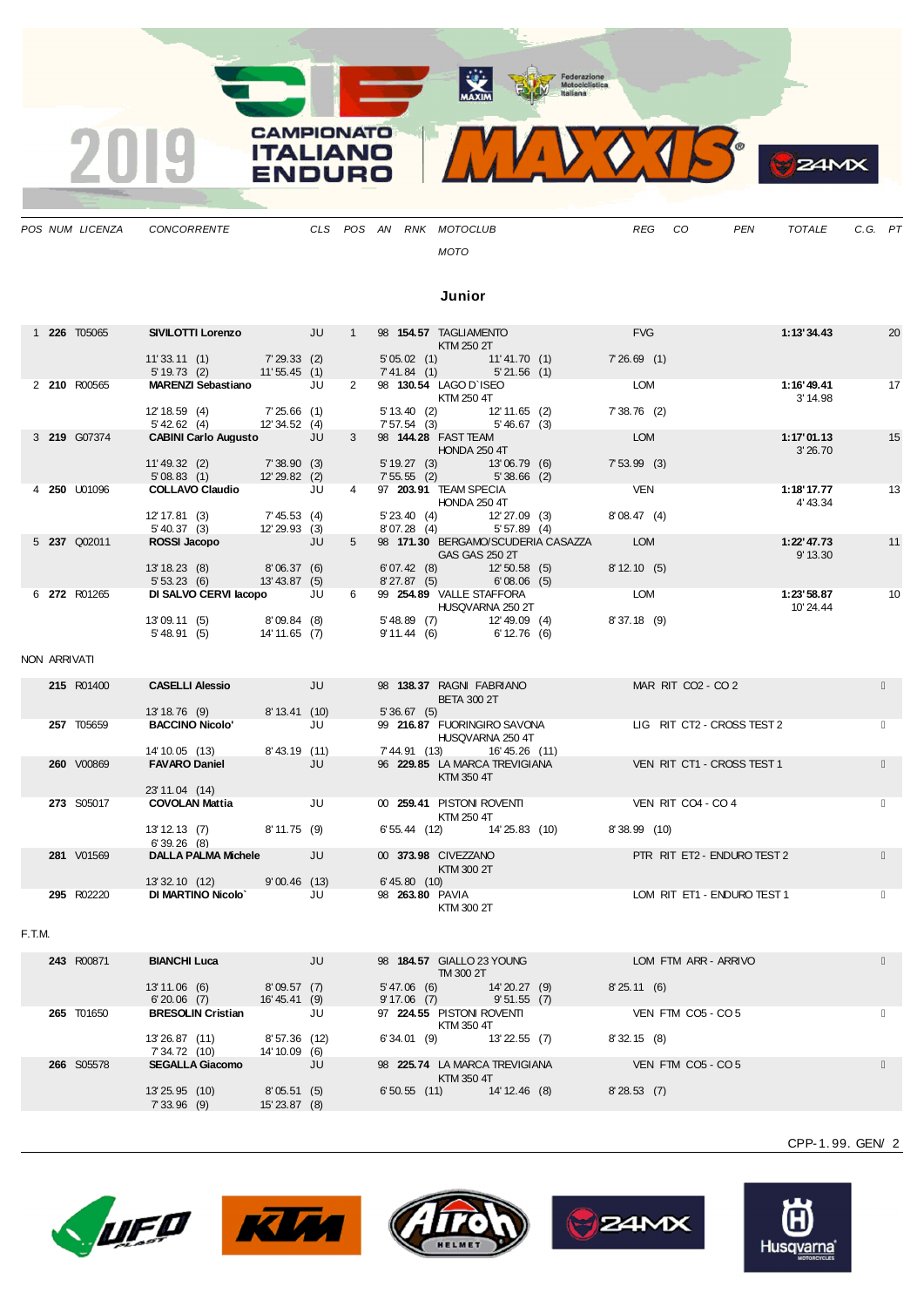| POS | NUM | LICENZA | CONCORRENTE | CLS | POS | AN | RNK | MOTOCLUB / MOTO | REG | CO | PEN | TOTALE | C.G. | PT |
|---|---|---|---|---|---|---|---|---|---|---|---|---|---|---|

## Junior

| POS | NUM | LICENZA | CONCORRENTE | CLS | POS | AN | RNK | MOTOCLUB / MOTO | REG | CO | PEN | TOTALE | C.G. | PT |
|---|---|---|---|---|---|---|---|---|---|---|---|---|---|---|
| 1 | 226 | T05065 | SIVILOTTI Lorenzo | JU | 1 | 98 | 154.57 | TAGLIAMENTO / KTM 250 2T | FVG | | | 1:13'34.43 | | 20 |
| | | | 11'33.11 (1) 7'29.33 (2) 5'05.02 (1) 11'41.70 (1) 7'26.69 (1) / 5'19.73 (2) 11'55.45 (1) 7'41.84 (1) 5'21.56 (1) | | | | | | | | | | | |
| 2 | 210 | R00565 | MARENZI Sebastiano | JU | 2 | 98 | 130.54 | LAGO D`ISEO / KTM 250 4T | LOM | | | 1:16'49.41 | 3'14.98 | 17 |
| | | | 12'18.59 (4) 7'25.66 (1) 5'13.40 (2) 12'11.65 (2) 7'38.76 (2) / 5'42.62 (4) 12'34.52 (4) 7'57.54 (3) 5'46.67 (3) | | | | | | | | | | | |
| 3 | 219 | G07374 | CABINI Carlo Augusto | JU | 3 | 98 | 144.28 | FAST TEAM / HONDA 250 4T | LOM | | | 1:17'01.13 | 3'26.70 | 15 |
| | | | 11'49.32 (2) 7'38.90 (3) 5'19.27 (3) 13'06.79 (6) 7'53.99 (3) / 5'08.83 (1) 12'29.82 (2) 7'55.55 (2) 5'38.66 (2) | | | | | | | | | | | |
| 4 | 250 | U01096 | COLLAVO Claudio | JU | 4 | 97 | 203.91 | TEAM SPECIA / HONDA 250 4T | VEN | | | 1:18'17.77 | 4'43.34 | 13 |
| | | | 12'17.81 (3) 7'45.53 (4) 5'23.40 (4) 12'27.09 (3) 8'08.47 (4) / 5'40.37 (3) 12'29.93 (3) 8'07.28 (4) 5'57.89 (4) | | | | | | | | | | | |
| 5 | 237 | Q02011 | ROSSI Jacopo | JU | 5 | 98 | 171.30 | BERGAMO/SCUDERIA CASAZZA / GAS GAS 250 2T | LOM | | | 1:22'47.73 | 9'13.30 | 11 |
| | | | 13'18.23 (8) 8'06.37 (6) 6'07.42 (8) 12'50.58 (5) 8'12.10 (5) / 5'53.23 (6) 13'43.87 (5) 8'27.87 (5) 6'08.06 (5) | | | | | | | | | | | |
| 6 | 272 | R01265 | DI SALVO CERVI Iacopo | JU | 6 | 99 | 254.89 | VALLE STAFFORA / HUSQVARNA 250 2T | LOM | | | 1:23'58.87 | 10'24.44 | 10 |
| | | | 13'09.11 (5) 8'09.84 (8) 5'48.89 (7) 12'49.09 (4) 8'37.18 (9) / 5'48.91 (5) 14'11.65 (7) 9'11.44 (6) 6'12.76 (6) | | | | | | | | | | | |

NON ARRIVATI

| POS | NUM | LICENZA | CONCORRENTE | CLS | POS | AN | RNK | MOTOCLUB / MOTO | REG | CO | PEN | TOTALE | C.G. | PT |
|---|---|---|---|---|---|---|---|---|---|---|---|---|---|---|
| | 215 | R01400 | CASELLI Alessio | JU | | 98 | 138.37 | RAGNI FABRIANO / BETA 300 2T | MAR | RIT CO2 - CO 2 | | | | |
| | | | 13'18.76 (9) 8'13.41 (10) 5'36.67 (5) | | | | | | | | | | | |
| | 257 | T05659 | BACCINO Nicolo' | JU | | 99 | 216.87 | FUORINGIRO SAVONA / HUSQVARNA 250 4T | LIG | RIT CT2 - CROSS TEST 2 | | | | |
| | | | 14'10.05 (13) 8'43.19 (11) 7'44.91 (13) 16'45.26 (11) | | | | | | | | | | | |
| | 260 | V00869 | FAVARO Daniel | JU | | 96 | 229.85 | LA MARCA TREVIGIANA / KTM 350 4T | VEN | RIT CT1 - CROSS TEST 1 | | | | |
| | | | 23'11.04 (14) | | | | | | | | | | | |
| | 273 | S05017 | COVOLAN Mattia | JU | | 00 | 259.41 | PISTONI ROVENTI / KTM 250 4T | VEN | RIT CO4 - CO 4 | | | | |
| | | | 13'12.13 (7) 8'11.75 (9) 6'55.44 (12) 14'25.83 (10) 8'38.99 (10) / 6'39.26 (8) | | | | | | | | | | | |
| | 281 | V01569 | DALLA PALMA Michele | JU | | 00 | 373.98 | CIVEZZANO / KTM 300 2T | PTR | RIT ET2 - ENDURO TEST 2 | | | | |
| | | | 13'32.10 (12) 9'00.46 (13) 6'45.80 (10) | | | | | | | | | | | |
| | 295 | R02220 | DI MARTINO Nicolo` | JU | | 98 | 263.80 | PAVIA / KTM 300 2T | LOM | RIT ET1 - ENDURO TEST 1 | | | | |

F.T.M.

| POS | NUM | LICENZA | CONCORRENTE | CLS | POS | AN | RNK | MOTOCLUB / MOTO | REG | CO | PEN | TOTALE | C.G. | PT |
|---|---|---|---|---|---|---|---|---|---|---|---|---|---|---|
| | 243 | R00871 | BIANCHI Luca | JU | | 98 | 184.57 | GIALLO 23 YOUNG / TM 300 2T | LOM | FTM ARR - ARRIVO | | | | |
| | | | 13'11.06 (6) 8'09.57 (7) 5'47.06 (6) 14'20.27 (9) 8'25.11 (6) / 6'20.06 (7) 16'45.41 (9) 9'17.06 (7) 9'51.55 (7) | | | | | | | | | | | |
| | 265 | T01650 | BRESOLIN Cristian | JU | | 97 | 224.55 | PISTONI ROVENTI / KTM 350 4T | VEN | FTM CO5 - CO 5 | | | | |
| | | | 13'26.87 (11) 8'57.36 (12) 6'34.01 (9) 13'22.55 (7) 8'32.15 (8) / 7'34.72 (10) 14'10.09 (6) | | | | | | | | | | | |
| | 266 | S05578 | SEGALLA Giacomo | JU | | 98 | 225.74 | LA MARCA TREVIGIANA / KTM 350 4T | VEN | FTM CO5 - CO 5 | | | | |
| | | | 13'25.95 (10) 8'05.51 (5) 6'50.55 (11) 14'12.46 (8) 8'28.53 (7) / 7'33.96 (9) 15'23.87 (8) | | | | | | | | | | | |

CPP-1.99. GEN/ 2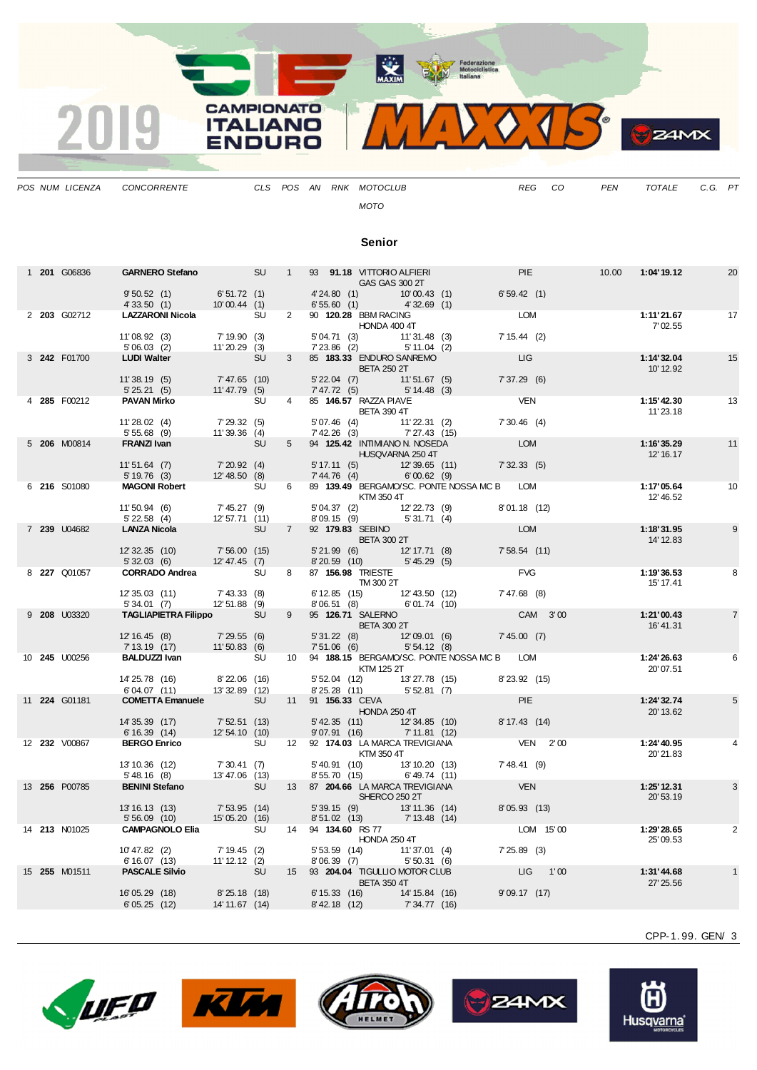| POS | NUM | LICENZA | CONCORRENTE | CLS | POS | AN | RNK | MOTOCLUB / MOTO | REG | CO | PEN | TOTALE | C.G. | PT |
|---|---|---|---|---|---|---|---|---|---|---|---|---|---|---|

## Senior

| POS | NUM | LICENZA | CONCORRENTE | CLS | POS | AN | RNK | MOTOCLUB / MOTO | REG | CO | PEN | TOTALE | C.G. | PT |
|---|---|---|---|---|---|---|---|---|---|---|---|---|---|---|
| 1 | **201** | G06836 | **GARNERO Stefano** | SU | 1 | 93 | **91.18** | VITTORIO ALFIERI / GAS GAS 300 2T | PIE | | 10.00 | **1:04'19.12** | | 20 |
| | | | 9'50.52 (1) · 6'51.72 (1) · 4'24.80 (1) · 10'00.43 (1) · 6'59.42 (1) · 4'33.50 (1) · 10'00.44 (1) · 6'55.60 (1) · 4'32.69 (1) | | | | | | | | | | | |
| 2 | **203** | G02712 | **LAZZARONI Nicola** | SU | 2 | 90 | **120.28** | BBM RACING / HONDA 400 4T | LOM | | | **1:11'21.67** | 7'02.55 | 17 |
| | | | 11'08.92 (3) · 7'19.90 (3) · 5'04.71 (3) · 11'31.48 (3) · 7'15.44 (2) · 5'06.03 (2) · 11'20.29 (3) · 7'23.86 (2) · 5'11.04 (2) | | | | | | | | | | | |
| 3 | **242** | F01700 | **LUDI Walter** | SU | 3 | 85 | **183.33** | ENDURO SANREMO / BETA 250 2T | LIG | | | **1:14'32.04** | 10'12.92 | 15 |
| | | | 11'38.19 (5) · 7'47.65 (10) · 5'22.04 (7) · 11'51.67 (5) · 7'37.29 (6) · 5'25.21 (5) · 11'47.79 (5) · 7'47.72 (5) · 5'14.48 (3) | | | | | | | | | | | |
| 4 | **285** | F00212 | **PAVAN Mirko** | SU | 4 | 85 | **146.57** | RAZZA PIAVE / BETA 390 4T | VEN | | | **1:15'42.30** | 11'23.18 | 13 |
| | | | 11'28.02 (4) · 7'29.32 (5) · 5'07.46 (4) · 11'22.31 (2) · 7'30.46 (4) · 5'55.68 (9) · 11'39.36 (4) · 7'42.26 (3) · 7'27.43 (15) | | | | | | | | | | | |
| 5 | **206** | M00814 | **FRANZI Ivan** | SU | 5 | 94 | **125.42** | INTIMIANO N. NOSEDA / HUSQVARNA 250 4T | LOM | | | **1:16'35.29** | 12'16.17 | 11 |
| | | | 11'51.64 (7) · 7'20.92 (4) · 5'17.11 (5) · 12'39.65 (11) · 7'32.33 (5) · 5'19.76 (3) · 12'48.50 (8) · 7'44.76 (4) · 6'00.62 (9) | | | | | | | | | | | |
| 6 | **216** | S01080 | **MAGONI Robert** | SU | 6 | 89 | **139.49** | BERGAMO/SC. PONTE NOSSA MC B / KTM 350 4T | LOM | | | **1:17'05.64** | 12'46.52 | 10 |
| | | | 11'50.94 (6) · 7'45.27 (9) · 5'04.37 (2) · 12'22.73 (9) · 8'01.18 (12) · 5'22.58 (4) · 12'57.71 (11) · 8'09.15 (9) · 5'31.71 (4) | | | | | | | | | | | |
| 7 | **239** | U04682 | **LANZA Nicola** | SU | 7 | 92 | **179.83** | SEBINO / BETA 300 2T | LOM | | | **1:18'31.95** | 14'12.83 | 9 |
| | | | 12'32.35 (10) · 7'56.00 (15) · 5'21.99 (6) · 12'17.71 (8) · 7'58.54 (11) · 5'32.03 (6) · 12'47.45 (7) · 8'20.59 (10) · 5'45.29 (5) | | | | | | | | | | | |
| 8 | **227** | Q01057 | **CORRADO Andrea** | SU | 8 | 87 | **156.98** | TRIESTE / TM 300 2T | FVG | | | **1:19'36.53** | 15'17.41 | 8 |
| | | | 12'35.03 (11) · 7'43.33 (8) · 6'12.85 (15) · 12'43.50 (12) · 7'47.68 (8) · 5'34.01 (7) · 12'51.88 (9) · 8'06.51 (8) · 6'01.74 (10) | | | | | | | | | | | |
| 9 | **208** | U03320 | **TAGLIAPIETRA Filippo** | SU | 9 | 95 | **126.71** | SALERNO / BETA 300 2T | CAM | 3'00 | | **1:21'00.43** | 16'41.31 | 7 |
| | | | 12'16.45 (8) · 7'29.55 (6) · 5'31.22 (8) · 12'09.01 (6) · 7'45.00 (7) · 7'13.19 (17) · 11'50.83 (6) · 7'51.06 (6) · 5'54.12 (8) | | | | | | | | | | | |
| 10 | **245** | U00256 | **BALDUZZI Ivan** | SU | 10 | 94 | **188.15** | BERGAMO/SC. PONTE NOSSA MC B / KTM 125 2T | LOM | | | **1:24'26.63** | 20'07.51 | 6 |
| | | | 14'25.78 (16) · 8'22.06 (16) · 5'52.04 (12) · 13'27.78 (15) · 8'23.92 (15) · 6'04.07 (11) · 13'32.89 (12) · 8'25.28 (11) · 5'52.81 (7) | | | | | | | | | | | |
| 11 | **224** | G01181 | **COMETTA Emanuele** | SU | 11 | 91 | **156.33** | CEVA / HONDA 250 4T | PIE | | | **1:24'32.74** | 20'13.62 | 5 |
| | | | 14'35.39 (17) · 7'52.51 (13) · 5'42.35 (11) · 12'34.85 (10) · 8'17.43 (14) · 6'16.39 (14) · 12'54.10 (10) · 9'07.91 (16) · 7'11.81 (12) | | | | | | | | | | | |
| 12 | **232** | V00867 | **BERGO Enrico** | SU | 12 | 92 | **174.03** | LA MARCA TREVIGIANA / KTM 350 4T | VEN | 2'00 | | **1:24'40.95** | 20'21.83 | 4 |
| | | | 13'10.36 (12) · 7'30.41 (7) · 5'40.91 (10) · 13'10.20 (13) · 7'48.41 (9) · 5'48.16 (8) · 13'47.06 (13) · 8'55.70 (15) · 6'49.74 (11) | | | | | | | | | | | |
| 13 | **256** | P00785 | **BENINI Stefano** | SU | 13 | 87 | **204.66** | LA MARCA TREVIGIANA / SHERCO 250 2T | VEN | | | **1:25'12.31** | 20'53.19 | 3 |
| | | | 13'16.13 (13) · 7'53.95 (14) · 5'39.15 (9) · 13'11.36 (14) · 8'05.93 (13) · 5'56.09 (10) · 15'05.20 (16) · 8'51.02 (13) · 7'13.48 (14) | | | | | | | | | | | |
| 14 | **213** | N01025 | **CAMPAGNOLO Elia** | SU | 14 | 94 | **134.60** | RS 77 / HONDA 250 4T | LOM | 15'00 | | **1:29'28.65** | 25'09.53 | 2 |
| | | | 10'47.82 (2) · 7'19.45 (2) · 5'53.59 (14) · 11'37.01 (4) · 7'25.89 (3) · 6'16.07 (13) · 11'12.12 (2) · 8'06.39 (7) · 5'50.31 (6) | | | | | | | | | | | |
| 15 | **255** | M01511 | **PASCALE Silvio** | SU | 15 | 93 | **204.04** | TIGULLIO MOTOR CLUB / BETA 350 4T | LIG | 1'00 | | **1:31'44.68** | 27'25.56 | 1 |
| | | | 16'05.29 (18) · 8'25.18 (18) · 6'15.33 (16) · 14'15.84 (16) · 9'09.17 (17) · 6'05.25 (12) · 14'11.67 (14) · 8'42.18 (12) · 7'34.77 (16) | | | | | | | | | | | |

CPP-1.99. GEN/ 3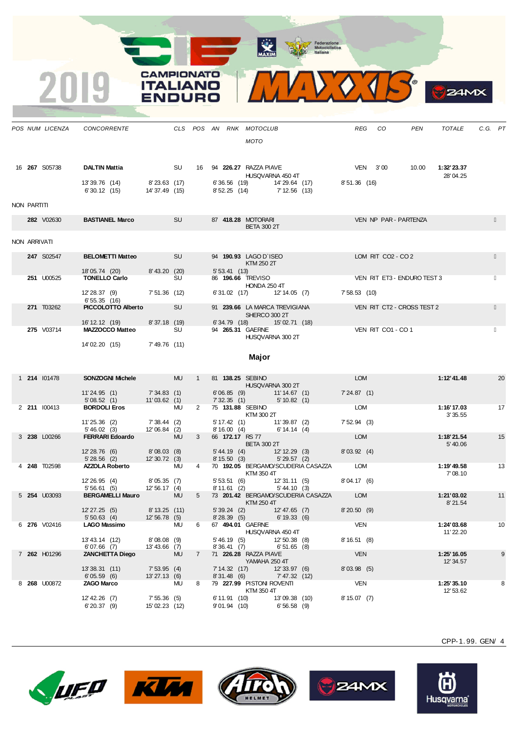| POS | NUM | LICENZA | CONCORRENTE | CLS | POS | AN | RNK | MOTOCLUB / MOTO | REG | CO | PEN | TOTALE | C.G. | PT |
|---|---|---|---|---|---|---|---|---|---|---|---|---|---|---|
| 16 | **267** | S05738 | **DALTIN Mattia** | SU | 16 | 94 | **226.27** | RAZZA PIAVE / HUSQVARNA 450 4T | VEN | 3' 00 | 10.00 | **1:32' 23.37** / 28' 04.25 | | |
| | | | 13' 39.76 (14) / 6' 30.12 (15) | 8' 23.63 (17) / 14' 37.49 (15) | | 6' 36.56 (19) / 8' 52.25 (14) | | 14' 29.64 (17) / 7' 12.56 (13) | 8' 51.36 (16) | | | | | |

NON PARTITI

| NUM | LICENZA | CONCORRENTE | CLS | AN | RNK | MOTOCLUB / MOTO | REG | | |
|---|---|---|---|---|---|---|---|---|---|
| **282** | V02630 | **BASTIANEL Marco** | SU | 87 | **418.28** | MOTORARI / BETA 300 2T | VEN | NP | PAR - PARTENZA |

NON ARRIVATI

| NUM | LICENZA | CONCORRENTE | CLS | AN | RNK | MOTOCLUB / MOTO | REG | | |
|---|---|---|---|---|---|---|---|---|---|
| **247** | S02547 | **BELOMETTI Matteo** | SU | 94 | **190.93** | LAGO D`ISEO / KTM 250 2T | LOM | RIT | CO2 - CO 2 |
| | | 18' 05.74 (20) | 8' 43.20 (20) | 5' 53.41 (13) | | | | | |
| **251** | U00525 | **TONELLO Carlo** | SU | 86 | **196.66** | TREVISO / HONDA 250 4T | VEN | RIT | ET3 - ENDURO TEST 3 |
| | | 12' 28.37 (9) / 6' 55.35 (16) | 7' 51.36 (12) | 6' 31.02 (17) | | 12' 14.05 (7) | 7' 58.53 (10) | | |
| **271** | T03262 | **PICCOLOTTO Alberto** | SU | 91 | **239.66** | LA MARCA TREVIGIANA / SHERCO 300 2T | VEN | RIT | CT2 - CROSS TEST 2 |
| | | 16' 12.12 (19) | 8' 37.18 (19) | 6' 34.79 (18) | | 15' 02.71 (18) | | | |
| **275** | V03714 | **MAZZOCCO Matteo** | SU | 94 | **265.31** | GAERNE / HUSQVARNA 300 2T | VEN | RIT | CO1 - CO 1 |
| | | 14' 02.20 (15) | 7' 49.76 (11) | | | | | | |

## Major

| POS | NUM | LICENZA | CONCORRENTE | CLS | POS | AN | RNK | MOTOCLUB / MOTO | REG | CO | PEN | TOTALE | C.G. | PT |
|---|---|---|---|---|---|---|---|---|---|---|---|---|---|---|
| 1 | **214** | I01478 | **SONZOGNI Michele** | MU | 1 | 81 | **138.25** | SEBINO / HUSQVARNA 300 2T | LOM | | | **1:12' 41.48** | | 20 |
| | | | 11' 24.95 (1) / 5' 08.52 (1) | 7' 34.83 (1) / 11' 03.62 (1) | | 6' 06.85 (9) / 7' 32.35 (1) | | 11' 14.67 (1) / 5' 10.82 (1) | 7' 24.87 (1) | | | | | |
| 2 | **211** | I00413 | **BORDOLI Eros** | MU | 2 | 75 | **131.88** | SEBINO / KTM 300 2T | LOM | | | **1:16' 17.03** / 3' 35.55 | | 17 |
| | | | 11' 25.36 (2) / 5' 46.02 (3) | 7' 38.44 (2) / 12' 06.84 (2) | | 5' 17.42 (1) / 8' 16.00 (4) | | 11' 39.87 (2) / 6' 14.14 (4) | 7' 52.94 (3) | | | | | |
| 3 | **238** | L00266 | **FERRARI Edoardo** | MU | 3 | 66 | **172.17** | RS 77 / BETA 300 2T | LOM | | | **1:18' 21.54** / 5' 40.06 | | 15 |
| | | | 12' 28.76 (6) / 5' 28.56 (2) | 8' 08.03 (8) / 12' 30.72 (3) | | 5' 44.19 (4) / 8' 15.50 (3) | | 12' 12.29 (3) / 5' 29.57 (2) | 8' 03.92 (4) | | | | | |
| 4 | **248** | T02598 | **AZZOLA Roberto** | MU | 4 | 70 | **192.05** | BERGAMO/SCUDERIA CASAZZA / KTM 350 4T | LOM | | | **1:19' 49.58** / 7' 08.10 | | 13 |
| | | | 12' 26.95 (4) / 5' 56.61 (5) | 8' 05.35 (7) / 12' 56.17 (4) | | 5' 53.51 (6) / 8' 11.61 (2) | | 12' 31.11 (5) / 5' 44.10 (3) | 8' 04.17 (6) | | | | | |
| 5 | **254** | U03093 | **BERGAMELLI Mauro** | MU | 5 | 73 | **201.42** | BERGAMO/SCUDERIA CASAZZA / KTM 250 4T | LOM | | | **1:21' 03.02** / 8' 21.54 | | 11 |
| | | | 12' 27.25 (5) / 5' 50.63 (4) | 8' 13.25 (11) / 12' 56.78 (5) | | 5' 39.24 (2) / 8' 28.39 (5) | | 12' 47.65 (7) / 6' 19.33 (6) | 8' 20.50 (9) | | | | | |
| 6 | **276** | V02416 | **LAGO Massimo** | MU | 6 | 67 | **494.01** | GAERNE / HUSQVARNA 450 4T | VEN | | | **1:24' 03.68** / 11' 22.20 | | 10 |
| | | | 13' 43.14 (12) / 6' 07.66 (7) | 8' 08.08 (9) / 13' 43.66 (7) | | 5' 46.19 (5) / 8' 36.41 (7) | | 12' 50.38 (8) / 6' 51.65 (8) | 8' 16.51 (8) | | | | | |
| 7 | **262** | H01296 | **ZANCHETTA Diego** | MU | 7 | 71 | **226.28** | RAZZA PIAVE / YAMAHA 250 4T | VEN | | | **1:25' 16.05** / 12' 34.57 | | 9 |
| | | | 13' 38.31 (11) / 6' 05.59 (6) | 7' 53.95 (4) / 13' 27.13 (6) | | 7' 14.32 (17) / 8' 31.48 (6) | | 12' 33.97 (6) / 7' 47.32 (12) | 8' 03.98 (5) | | | | | |
| 8 | **268** | U00872 | **ZAGO Marco** | MU | 8 | 79 | **227.99** | PISTONI ROVENTI / KTM 350 4T | VEN | | | **1:25' 35.10** / 12' 53.62 | | 8 |
| | | | 12' 42.26 (7) / 6' 20.37 (9) | 7' 55.36 (5) / 15' 02.23 (12) | | 6' 11.91 (10) / 9' 01.94 (10) | | 13' 09.38 (10) / 6' 56.58 (9) | 8' 15.07 (7) | | | | | |

CPP-1.99. GEN/ 4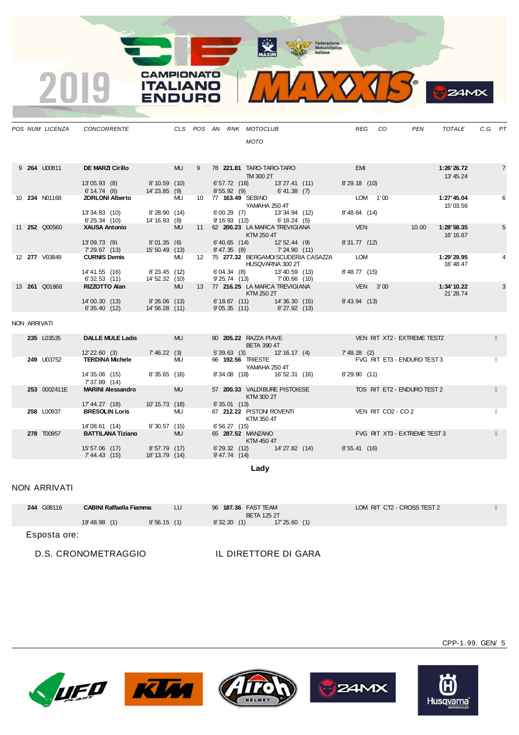2019 CAMPIONATO ITALIANO ENDURO MAXXIS

| POS | NUM | LICENZA | CONCORRENTE | | CLS | POS | AN | RNK | MOTOCLUB / MOTO | | REG | CO | PEN | TOTALE | C.G. | PT |
|---|---|---|---|---|---|---|---|---|---|---|---|---|---|---|---|---|
| 9 | 264 | U00811 | **DE MARZI Cirillo** | | MU | 9 | 78 | **221.81** | TARO-TARO-TARO / TM 300 2T | | EMI | | | **1:26'26.72** / 13'45.24 | | 7 |
| | | | 13'05.93 (8) / 6'14.74 (8) | 8'10.59 (10) / 14'23.85 (9) | | | | | 6'57.72 (16) / 8'55.92 (9) | 13'27.41 (11) / 6'41.38 (7) | 8'29.18 (10) | | | | | |
| 10 | 234 | N01168 | **ZORLONI Alberto** | | MU | 10 | 77 | **163.49** | SEBINO / YAMAHA 250 4T | | LOM | 1'00 | | **1:27'45.04** / 15'03.56 | | 6 |
| | | | 13'34.83 (10) / 6'25.34 (10) | 8'28.90 (14) / 14'16.93 (8) | | | | | 6'00.29 (7) / 9'16.93 (12) | 13'34.94 (12) / 6'18.24 (5) | 8'48.64 (14) | | | | | |
| 11 | 252 | Q00560 | **XAUSA Antonio** | | MU | 11 | 62 | **200.23** | LA MARCA TREVIGIANA / KTM 250 4T | | VEN | | 10.00 | **1:28'58.35** / 16'16.87 | | 5 |
| | | | 13'09.73 (9) / 7'29.67 (13) | 8'01.35 (6) / 15'50.49 (13) | | | | | 6'40.65 (14) / 8'47.35 (8) | 12'52.44 (9) / 7'24.90 (11) | 8'31.77 (12) | | | | | |
| 12 | 277 | V03849 | **CURNIS Demis** | | MU | 12 | 75 | **277.32** | BERGAMO/SCUDERIA CASAZZA / HUSQVARNA 300 2T | | LOM | | | **1:29'29.95** / 16'48.47 | | 4 |
| | | | 14'41.55 (16) / 6'32.53 (11) | 8'23.45 (12) / 14'52.32 (10) | | | | | 6'04.34 (8) / 9'25.74 (13) | 13'40.59 (13) / 7'00.66 (10) | 8'48.77 (15) | | | | | |
| 13 | 261 | Q01868 | **RIZZOTTO Alan** | | MU | 13 | 77 | **216.25** | LA MARCA TREVIGIANA / KTM 250 2T | | VEN | 3'00 | | **1:34'10.22** / 21'28.74 | | 3 |
| | | | 14'00.30 (13) / 6'35.40 (12) | 8'26.06 (13) / 14'56.28 (11) | | | | | 6'18.67 (11) / 9'05.35 (11) | 14'36.30 (15) / 8'27.92 (13) | 8'43.94 (13) | | | | | |

NON ARRIVATI

| NUM | LICENZA | CONCORRENTE | | CLS | AN | RNK | MOTOCLUB / MOTO | | REG | | |
|---|---|---|---|---|---|---|---|---|---|---|---|
| 235 | L03535 | **DALLE MULE Ladis** | | MU | 80 | **205.22** | RAZZA PIAVE / BETA 390 4T | | VEN RIT XT2 - EXTREME TEST2 | | |
| | | 12'22.60 (3) | 7'46.22 (3) | | | | 5'39.63 (3) | 12'16.17 (4) | 7'48.28 (2) | | |
| 249 | U03752 | **TERDINA Michele** | | MU | 66 | **192.56** | TRIESTE / YAMAHA 250 4T | | FVG RIT ET3 - ENDURO TEST 3 | | |
| | | 14'35.06 (15) / 7'37.89 (14) | 8'35.65 (16) | | | | 8'34.08 (18) | 16'52.31 (16) | 8'29.90 (11) | | |
| 253 | 0002411E | **MARINI Alessandro** | | MU | 57 | **200.33** | VALDIBURE PISTOIESE / KTM 300 2T | | TOS RIT ET2 - ENDURO TEST 2 | | |
| | | 17'44.27 (18) | 10'15.73 (18) | | | | 6'35.01 (13) | | | | |
| 258 | L00937 | **BRESOLIN Loris** | | MU | 67 | **212.22** | PISTONI ROVENTI / KTM 350 4T | | VEN RIT CO2 - CO 2 | | |
| | | 14'08.61 (14) | 8'30.57 (15) | | | | 6'56.27 (15) | | | | |
| 278 | T00957 | **BATTILANA Tiziano** | | MU | 65 | **287.52** | MANZANO / KTM 450 4T | | FVG RIT XT3 - EXTREME TEST 3 | | |
| | | 15'57.06 (17) / 7'44.43 (15) | 8'57.79 (17) / 18'13.79 (14) | | | | 6'29.32 (12) / 9'47.74 (14) | 14'27.82 (14) | 8'55.41 (16) | | |

**Lady**

NON ARRIVATI

| NUM | LICENZA | CONCORRENTE | | CLS | AN | RNK | MOTOCLUB / MOTO | | REG |
|---|---|---|---|---|---|---|---|---|---|
| 244 | G08116 | **CABINI Raffaella Fiamma** | | LU | 96 | **187.36** | FAST TEAM / BETA 125 2T | | LOM RIT CT2 - CROSS TEST 2 |
| | | 19'48.98 (1) | 9'56.15 (1) | | | | 8'32.20 (1) | 17'25.60 (1) | |

Esposta ore:

D.S. CRONOMETRAGGIO

IL DIRETTORE DI GARA

CPP-1.99. GEN/ 5